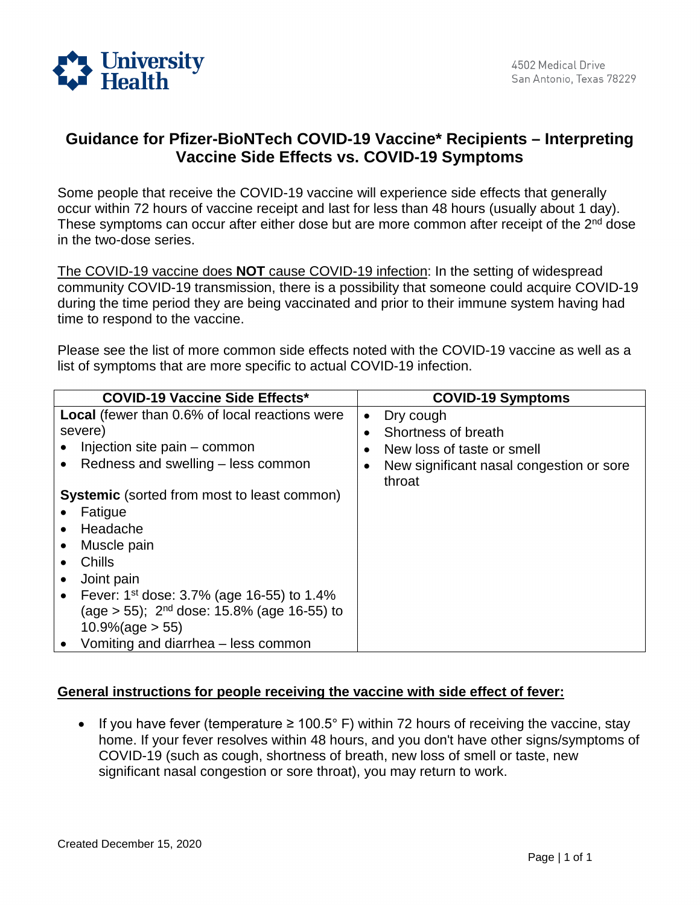University Health

4502 Medical Drive
San Antonio, Texas 78229

# Guidance for Pfizer-BioNTech COVID-19 Vaccine* Recipients – Interpreting Vaccine Side Effects vs. COVID-19 Symptoms

Some people that receive the COVID-19 vaccine will experience side effects that generally occur within 72 hours of vaccine receipt and last for less than 48 hours (usually about 1 day). These symptoms can occur after either dose but are more common after receipt of the 2nd dose in the two-dose series.

The COVID-19 vaccine does **NOT** cause COVID-19 infection: In the setting of widespread community COVID-19 transmission, there is a possibility that someone could acquire COVID-19 during the time period they are being vaccinated and prior to their immune system having had time to respond to the vaccine.

Please see the list of more common side effects noted with the COVID-19 vaccine as well as a list of symptoms that are more specific to actual COVID-19 infection.

| COVID-19 Vaccine Side Effects* | COVID-19 Symptoms |
|---|---|
| **Local** (fewer than 0.6% of local reactions were severe)<br>• Injection site pain – common<br>• Redness and swelling – less common<br><br>**Systemic** (sorted from most to least common)<br>• Fatigue<br>• Headache<br>• Muscle pain<br>• Chills<br>• Joint pain<br>• Fever: 1st dose: 3.7% (age 16-55) to 1.4% (age > 55); 2nd dose: 15.8% (age 16-55) to 10.9%(age > 55)<br>• Vomiting and diarrhea – less common | • Dry cough<br>• Shortness of breath<br>• New loss of taste or smell<br>• New significant nasal congestion or sore throat |

## General instructions for people receiving the vaccine with side effect of fever:

- If you have fever (temperature ≥ 100.5° F) within 72 hours of receiving the vaccine, stay home. If your fever resolves within 48 hours, and you don't have other signs/symptoms of COVID-19 (such as cough, shortness of breath, new loss of smell or taste, new significant nasal congestion or sore throat), you may return to work.

Created December 15, 2020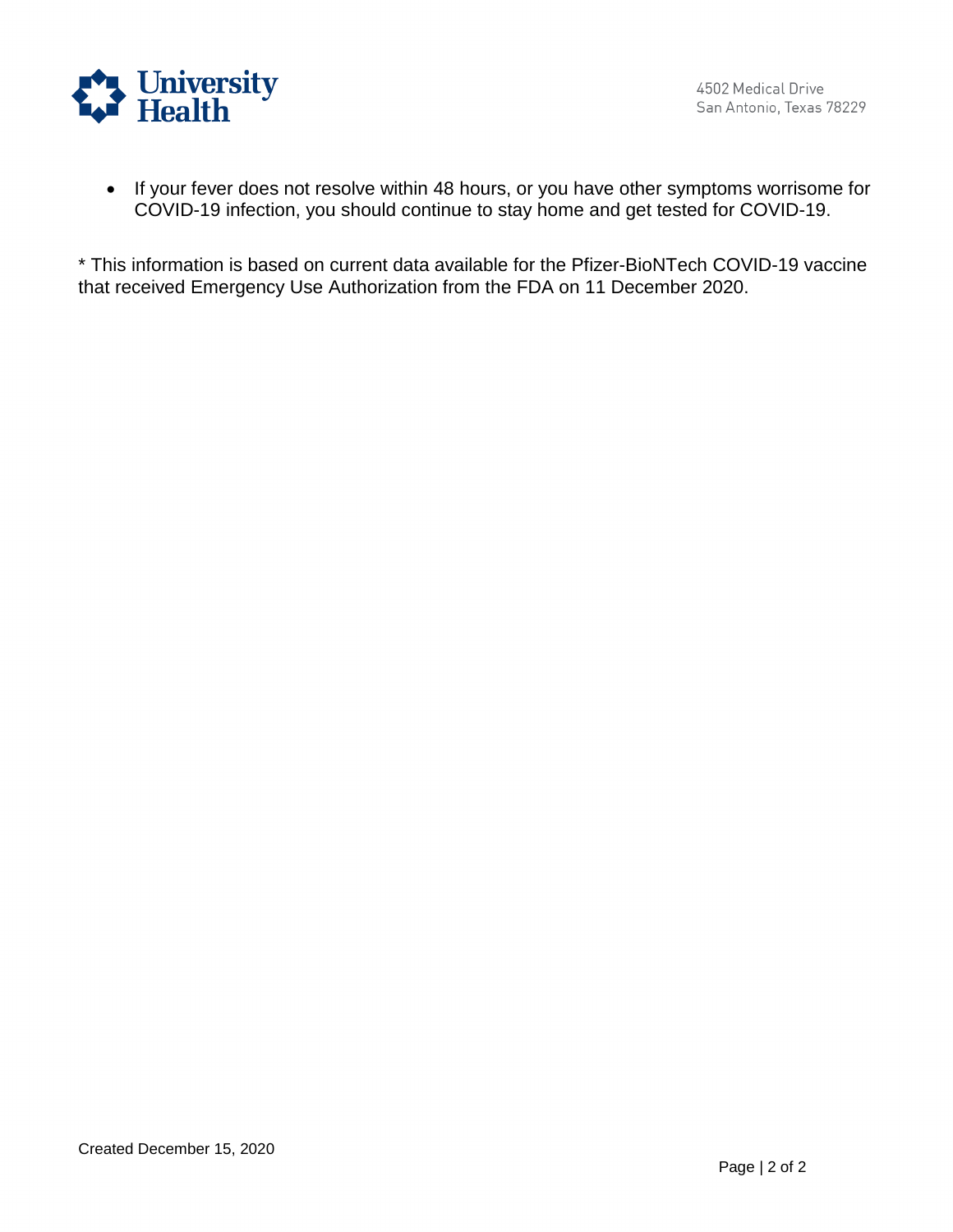- If your fever does not resolve within 48 hours, or you have other symptoms worrisome for COVID-19 infection, you should continue to stay home and get tested for COVID-19.

* This information is based on current data available for the Pfizer-BioNTech COVID-19 vaccine that received Emergency Use Authorization from the FDA on 11 December 2020.

Created December 15, 2020